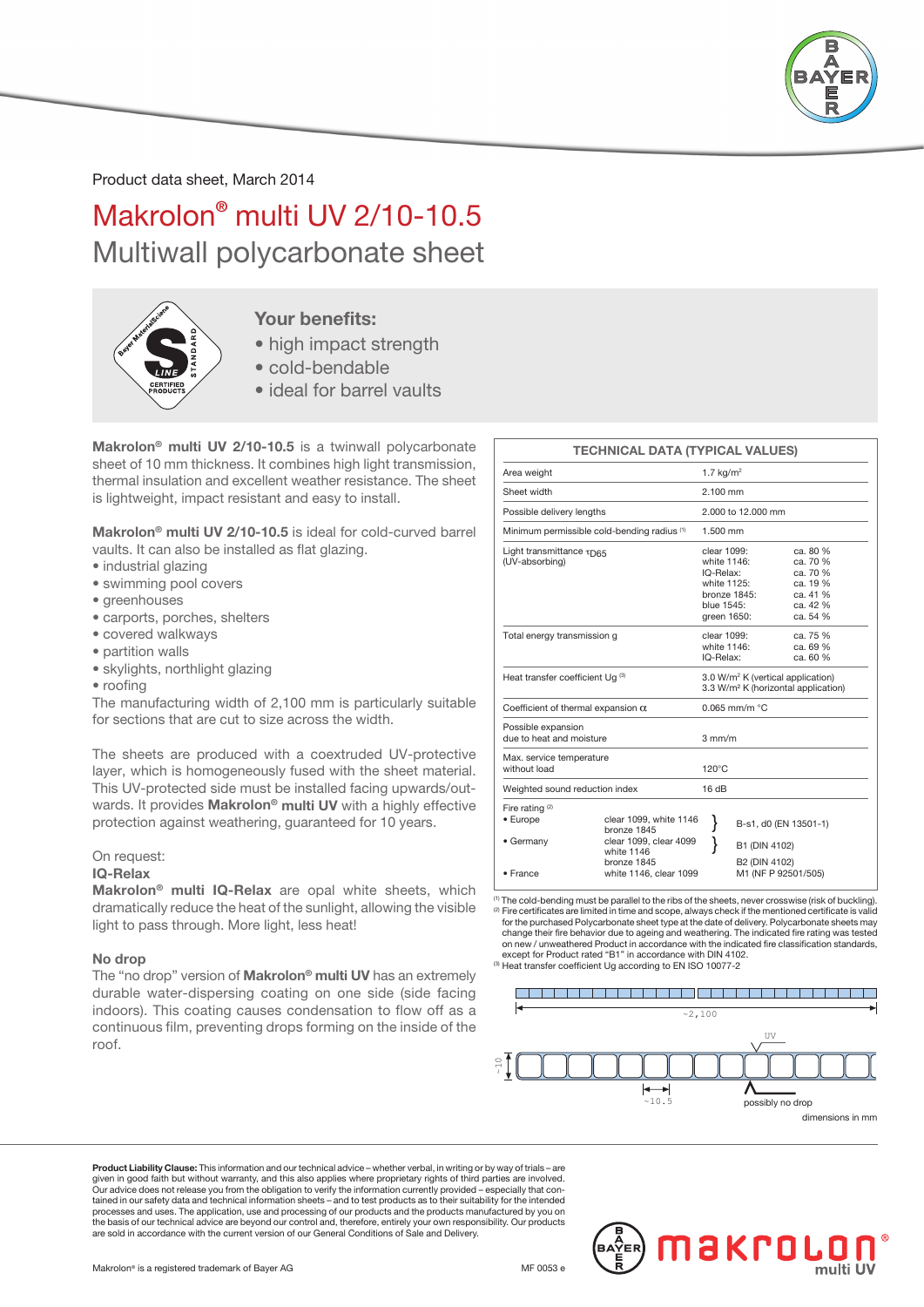Product data sheet, March 2014

# Makrolon® multi UV 2/10-10.5

## Multiwall polycarbonate sheet

### Your benefits:

- high impact strength
- cold-bendable
- ideal for barrel vaults

**Makrolon® multi UV 2/10-10.5** is a twinwall polycarbonate sheet of 10 mm thickness. It combines high light transmission, thermal insulation and excellent weather resistance. The sheet is lightweight, impact resistant and easy to install.

**Makrolon® multi UV 2/10-10.5** is ideal for cold-curved barrel vaults. It can also be installed as flat glazing.

- industrial glazing
- swimming pool covers
- greenhouses
- carports, porches, shelters
- covered walkways
- partition walls
- skylights, northlight glazing
- roofing

The manufacturing width of 2,100 mm is particularly suitable for sections that are cut to size across the width.

The sheets are produced with a coextruded UV-protective layer, which is homogeneously fused with the sheet material. This UV-protected side must be installed facing upwards/outwards. It provides **Makrolon® multi UV** with a highly effective protection against weathering, guaranteed for 10 years.

On request:

**IQ-Relax**

**Makrolon® multi IQ-Relax** are opal white sheets, which dramatically reduce the heat of the sunlight, allowing the visible light to pass through. More light, less heat!

**No drop**

The "no drop" version of **Makrolon® multi UV** has an extremely durable water-dispersing coating on one side (side facing indoors). This coating causes condensation to flow off as a continuous film, preventing drops forming on the inside of the roof.

| TECHNICAL DATA (TYPICAL VALUES) | | | |
|---|---|---|---|
| Area weight | 1.7 kg/m² | | |
| Sheet width | 2.100 mm | | |
| Possible delivery lengths | 2.000 to 12.000 mm | | |
| Minimum permissible cold-bending radius [1] | 1.500 mm | | |
| Light transmittance $\tau_{D65}$ (UV-absorbing) | clear 1099:<br>white 1146:<br>IQ-Relax:<br>white 1125:<br>bronze 1845:<br>blue 1545:<br>green 1650: | ca. 80 %<br>ca. 70 %<br>ca. 70 %<br>ca. 19 %<br>ca. 41 %<br>ca. 42 %<br>ca. 54 % | |
| Total energy transmission g | clear 1099:<br>white 1146:<br>IQ-Relax: | ca. 75 %<br>ca. 69 %<br>ca. 60 % | |
| Heat transfer coefficient Ug [3] | 3.0 W/m² K (vertical application)<br>3.3 W/m² K (horizontal application) | | |
| Coefficient of thermal expansion $\alpha$ | 0.065 mm/m °C | | |
| Possible expansion due to heat and moisture | 3 mm/m | | |
| Max. service temperature without load | 120°C | | |
| Weighted sound reduction index | 16 dB | | |
| Fire rating [2] | | | |
| • Europe | clear 1099, white 1146<br>bronze 1845 | B-s1, d0 (EN 13501-1) | |
| • Germany | clear 1099, clear 4099<br>white 1146 | B1 (DIN 4102) | |
| | bronze 1845 | B2 (DIN 4102) | |
| • France | white 1146, clear 1099 | M1 (NF P 92501/505) | |

[1] The cold-bending must be parallel to the ribs of the sheets, never crosswise (risk of buckling).
[2] Fire certificates are limited in time and scope, always check if the mentioned certificate is valid for the purchased Polycarbonate sheet type at the date of delivery. Polycarbonate sheets may change their fire behavior due to ageing and weathering. The indicated fire rating was tested on new / unweathered Product in accordance with the indicated fire classification standards, except for Product rated "B1" in accordance with DIN 4102.
[3] Heat transfer coefficient Ug according to EN ISO 10077-2

~2,100

UV

~10

~10.5

possibly no drop

dimensions in mm

**Product Liability Clause:** This information and our technical advice – whether verbal, in writing or by way of trials – are given in good faith but without warranty, and this also applies where proprietary rights of third parties are involved. Our advice does not release you from the obligation to verify the information currently provided – especially that contained in our safety data and technical information sheets – and to test products as to their suitability for the intended processes and uses. The application, use and processing of our products and the products manufactured by you on the basis of our technical advice are beyond our control and, therefore, entirely your own responsibility. Our products are sold in accordance with the current version of our General Conditions of Sale and Delivery.

Makrolon® is a registered trademark of Bayer AG

MF 0053 e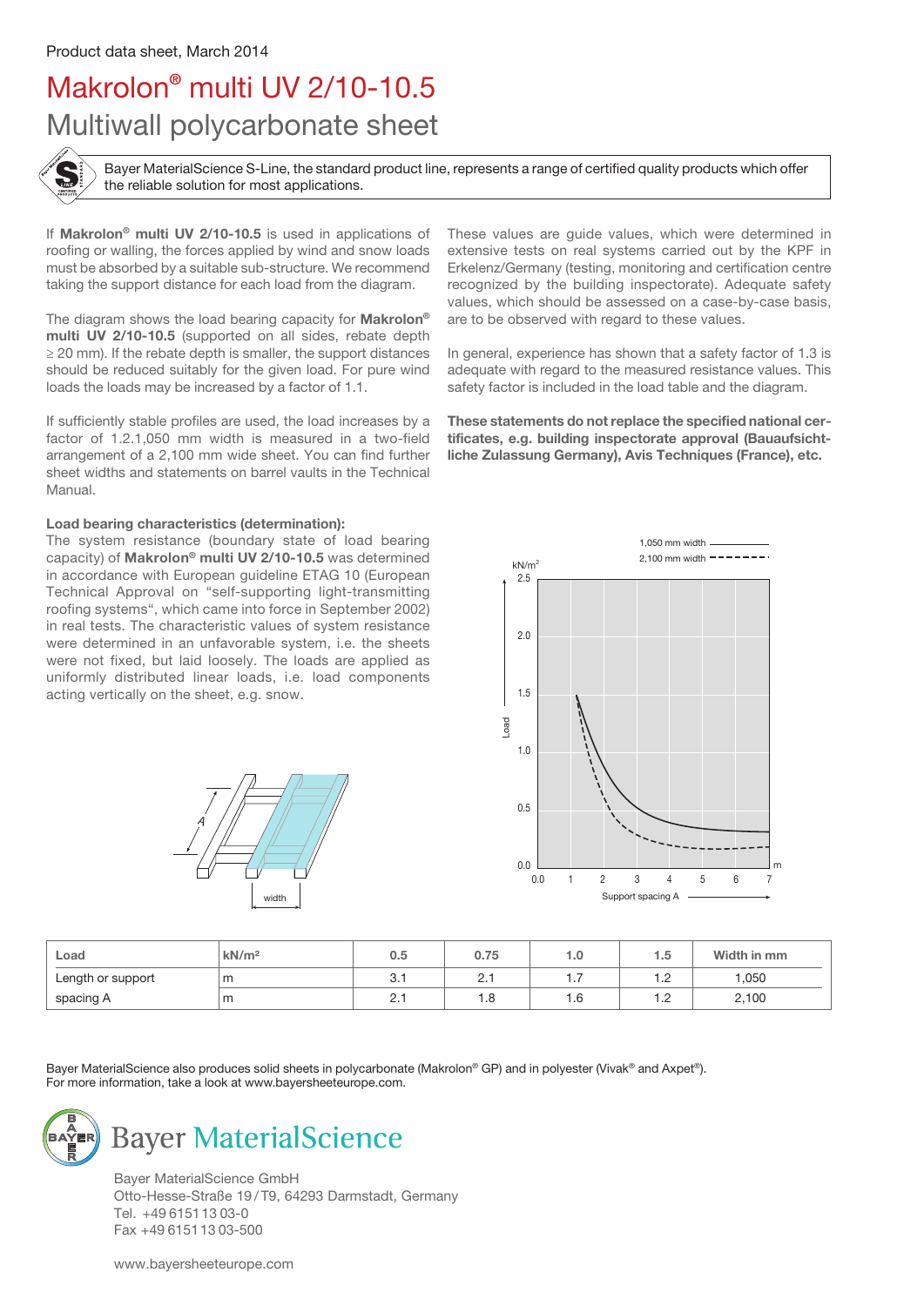Product data sheet, March 2014

# Makrolon® multi UV 2/10-10.5

## Multiwall polycarbonate sheet

Bayer MaterialScience S-Line, the standard product line, represents a range of certified quality products which offer the reliable solution for most applications.

If **Makrolon® multi UV 2/10-10.5** is used in applications of roofing or walling, the forces applied by wind and snow loads must be absorbed by a suitable sub-structure. We recommend taking the support distance for each load from the diagram.

The diagram shows the load bearing capacity for **Makrolon® multi UV 2/10-10.5** (supported on all sides, rebate depth ≥ 20 mm). If the rebate depth is smaller, the support distances should be reduced suitably for the given load. For pure wind loads the loads may be increased by a factor of 1.1.

If sufficiently stable profiles are used, the load increases by a factor of 1.2.1,050 mm width is measured in a two-field arrangement of a 2,100 mm wide sheet. You can find further sheet widths and statements on barrel vaults in the Technical Manual.

**Load bearing characteristics (determination):**
The system resistance (boundary state of load bearing capacity) of **Makrolon® multi UV 2/10-10.5** was determined in accordance with European guideline ETAG 10 (European Technical Approval on "self-supporting light-transmitting roofing systems", which came into force in September 2002) in real tests. The characteristic values of system resistance were determined in an unfavorable system, i.e. the sheets were not fixed, but laid loosely. The loads are applied as uniformly distributed linear loads, i.e. load components acting vertically on the sheet, e.g. snow.

These values are guide values, which were determined in extensive tests on real systems carried out by the KPF in Erkelenz/Germany (testing, monitoring and certification centre recognized by the building inspectorate). Adequate safety values, which should be assessed on a case-by-case basis, are to be observed with regard to these values.

In general, experience has shown that a safety factor of 1.3 is adequate with regard to the measured resistance values. This safety factor is included in the load table and the diagram.

**These statements do not replace the specified national certificates, e.g. building inspectorate approval (Bauaufsichtliche Zulassung Germany), Avis Techniques (France), etc.**

A
width

1,050 mm width
2,100 mm width
kN/m²
2.5
2.0
1.5
1.0
0.5
0.0
Load
0.0 1 2 3 4 5 6 7 m
Support spacing A

| Load | kN/m² | 0.5 | 0.75 | 1.0 | 1.5 | Width in mm |
|---|---|---|---|---|---|---|
| Length or support | m | 3.1 | 2.1 | 1.7 | 1.2 | 1,050 |
| spacing A | m | 2.1 | 1.8 | 1.6 | 1.2 | 2,100 |

Bayer MaterialScience also produces solid sheets in polycarbonate (Makrolon® GP) and in polyester (Vivak® and Axpet®).
For more information, take a look at www.bayersheeteurope.com.

Bayer MaterialScience

Bayer MaterialScience GmbH
Otto-Hesse-Straße 19 / T9, 64293 Darmstadt, Germany
Tel. +49 6151 13 03-0
Fax +49 6151 13 03-500

www.bayersheeteurope.com